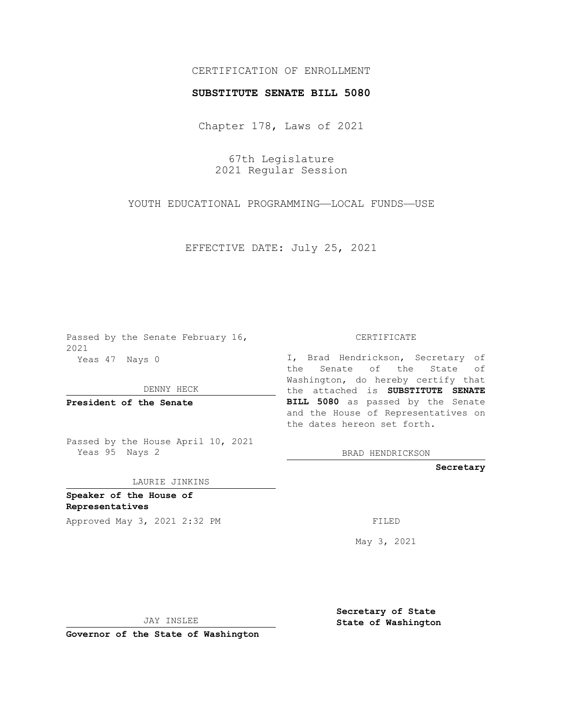CERTIFICATION OF ENROLLMENT

**SUBSTITUTE SENATE BILL 5080**

Chapter 178, Laws of 2021

67th Legislature
2021 Regular Session

YOUTH EDUCATIONAL PROGRAMMING—LOCAL FUNDS—USE

EFFECTIVE DATE: July 25, 2021

Passed by the Senate February 16, 2021
Yeas 47 Nays 0

DENNY HECK

**President of the Senate**

Passed by the House April 10, 2021
Yeas 95 Nays 2

LAURIE JINKINS

**Speaker of the House of Representatives**

Approved May 3, 2021 2:32 PM

JAY INSLEE

**Governor of the State of Washington**

CERTIFICATE

I, Brad Hendrickson, Secretary of the Senate of the State of Washington, do hereby certify that the attached is **SUBSTITUTE SENATE BILL 5080** as passed by the Senate and the House of Representatives on the dates hereon set forth.

BRAD HENDRICKSON

**Secretary**

FILED

May 3, 2021

**Secretary of State**
**State of Washington**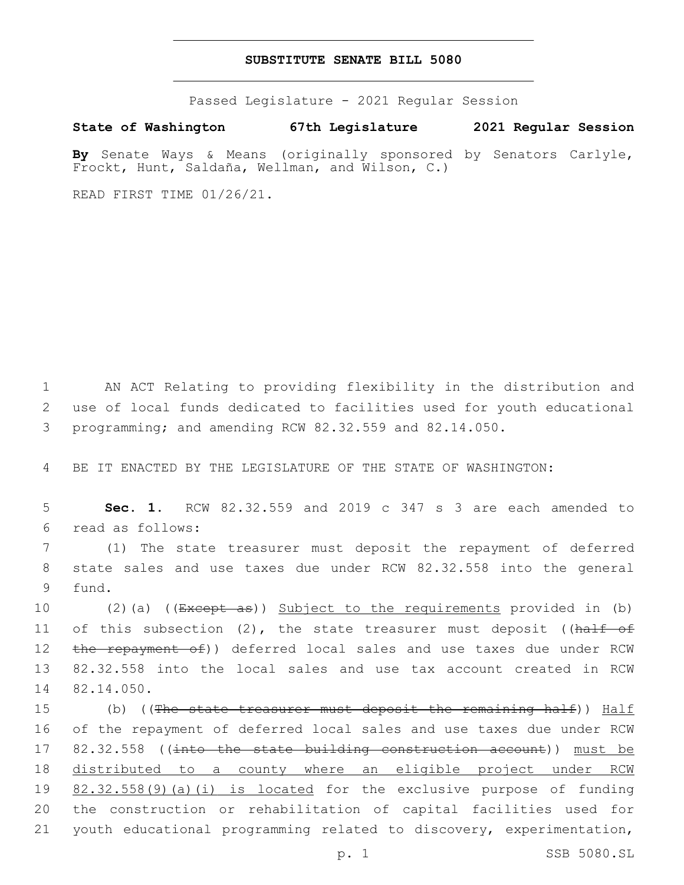# SUBSTITUTE SENATE BILL 5080

Passed Legislature - 2021 Regular Session

**State of Washington 67th Legislature 2021 Regular Session**

**By** Senate Ways & Means (originally sponsored by Senators Carlyle, Frockt, Hunt, Saldaña, Wellman, and Wilson, C.)

READ FIRST TIME 01/26/21.

1 AN ACT Relating to providing flexibility in the distribution and
2 use of local funds dedicated to facilities used for youth educational
3 programming; and amending RCW 82.32.559 and 82.14.050.

4 BE IT ENACTED BY THE LEGISLATURE OF THE STATE OF WASHINGTON:

5 **Sec. 1.** RCW 82.32.559 and 2019 c 347 s 3 are each amended to
6 read as follows:

7 (1) The state treasurer must deposit the repayment of deferred
8 state sales and use taxes due under RCW 82.32.558 into the general
9 fund.

10 (2)(a) ((~~Except as~~)) <u>Subject to the requirements</u> provided in (b)
11 of this subsection (2), the state treasurer must deposit ((~~half of~~
12 ~~the repayment of~~)) deferred local sales and use taxes due under RCW
13 82.32.558 into the local sales and use tax account created in RCW
14 82.14.050.

15 (b) ((~~The state treasurer must deposit the remaining half~~)) <u>Half</u>
16 of the repayment of deferred local sales and use taxes due under RCW
17 82.32.558 ((~~into the state building construction account~~)) <u>must be</u>
18 <u>distributed to a county where an eligible project under RCW</u>
19 <u>82.32.558(9)(a)(i) is located</u> for the exclusive purpose of funding
20 the construction or rehabilitation of capital facilities used for
21 youth educational programming related to discovery, experimentation,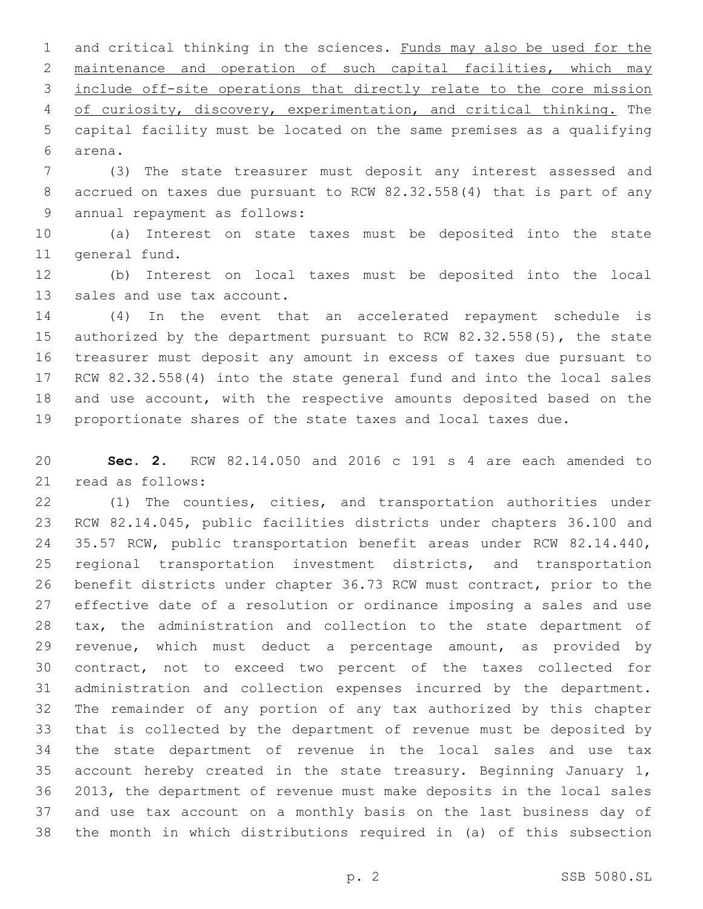and critical thinking in the sciences. <u>Funds may also be used for the maintenance and operation of such capital facilities, which may include off-site operations that directly relate to the core mission of curiosity, discovery, experimentation, and critical thinking.</u> The capital facility must be located on the same premises as a qualifying arena.

(3) The state treasurer must deposit any interest assessed and accrued on taxes due pursuant to RCW 82.32.558(4) that is part of any annual repayment as follows:

(a) Interest on state taxes must be deposited into the state general fund.

(b) Interest on local taxes must be deposited into the local sales and use tax account.

(4) In the event that an accelerated repayment schedule is authorized by the department pursuant to RCW 82.32.558(5), the state treasurer must deposit any amount in excess of taxes due pursuant to RCW 82.32.558(4) into the state general fund and into the local sales and use account, with the respective amounts deposited based on the proportionate shares of the state taxes and local taxes due.

**Sec. 2.** RCW 82.14.050 and 2016 c 191 s 4 are each amended to read as follows:

(1) The counties, cities, and transportation authorities under RCW 82.14.045, public facilities districts under chapters 36.100 and 35.57 RCW, public transportation benefit areas under RCW 82.14.440, regional transportation investment districts, and transportation benefit districts under chapter 36.73 RCW must contract, prior to the effective date of a resolution or ordinance imposing a sales and use tax, the administration and collection to the state department of revenue, which must deduct a percentage amount, as provided by contract, not to exceed two percent of the taxes collected for administration and collection expenses incurred by the department. The remainder of any portion of any tax authorized by this chapter that is collected by the department of revenue must be deposited by the state department of revenue in the local sales and use tax account hereby created in the state treasury. Beginning January 1, 2013, the department of revenue must make deposits in the local sales and use tax account on a monthly basis on the last business day of the month in which distributions required in (a) of this subsection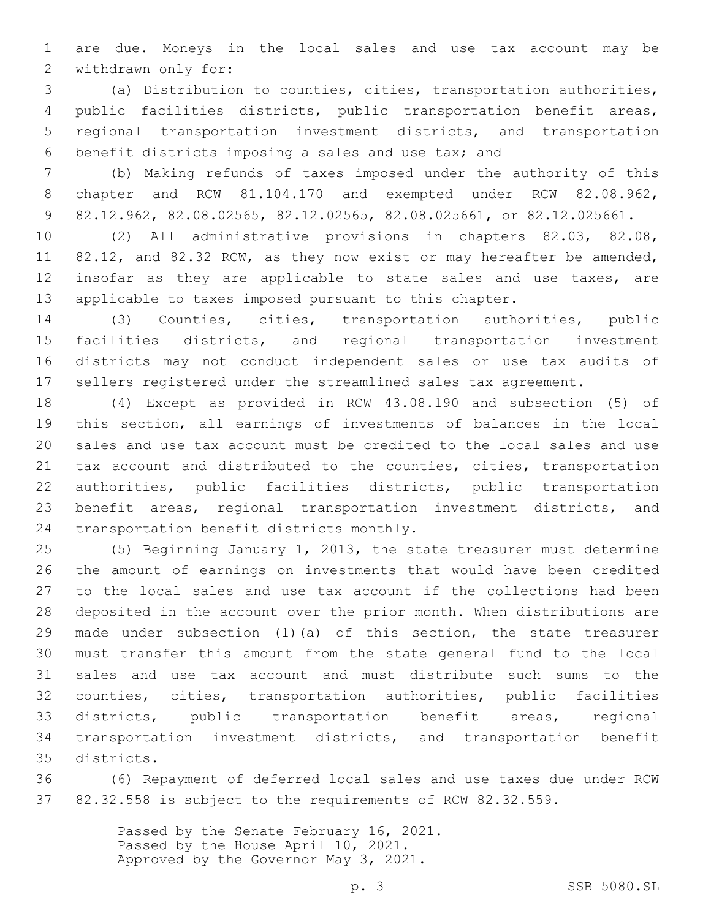are due. Moneys in the local sales and use tax account may be withdrawn only for:

(a) Distribution to counties, cities, transportation authorities, public facilities districts, public transportation benefit areas, regional transportation investment districts, and transportation benefit districts imposing a sales and use tax; and

(b) Making refunds of taxes imposed under the authority of this chapter and RCW 81.104.170 and exempted under RCW 82.08.962, 82.12.962, 82.08.02565, 82.12.02565, 82.08.025661, or 82.12.025661.

(2) All administrative provisions in chapters 82.03, 82.08, 82.12, and 82.32 RCW, as they now exist or may hereafter be amended, insofar as they are applicable to state sales and use taxes, are applicable to taxes imposed pursuant to this chapter.

(3) Counties, cities, transportation authorities, public facilities districts, and regional transportation investment districts may not conduct independent sales or use tax audits of sellers registered under the streamlined sales tax agreement.

(4) Except as provided in RCW 43.08.190 and subsection (5) of this section, all earnings of investments of balances in the local sales and use tax account must be credited to the local sales and use tax account and distributed to the counties, cities, transportation authorities, public facilities districts, public transportation benefit areas, regional transportation investment districts, and transportation benefit districts monthly.

(5) Beginning January 1, 2013, the state treasurer must determine the amount of earnings on investments that would have been credited to the local sales and use tax account if the collections had been deposited in the account over the prior month. When distributions are made under subsection (1)(a) of this section, the state treasurer must transfer this amount from the state general fund to the local sales and use tax account and must distribute such sums to the counties, cities, transportation authorities, public facilities districts, public transportation benefit areas, regional transportation investment districts, and transportation benefit districts.

<u>(6) Repayment of deferred local sales and use taxes due under RCW 82.32.558 is subject to the requirements of RCW 82.32.559.</u>

Passed by the Senate February 16, 2021.
Passed by the House April 10, 2021.
Approved by the Governor May 3, 2021.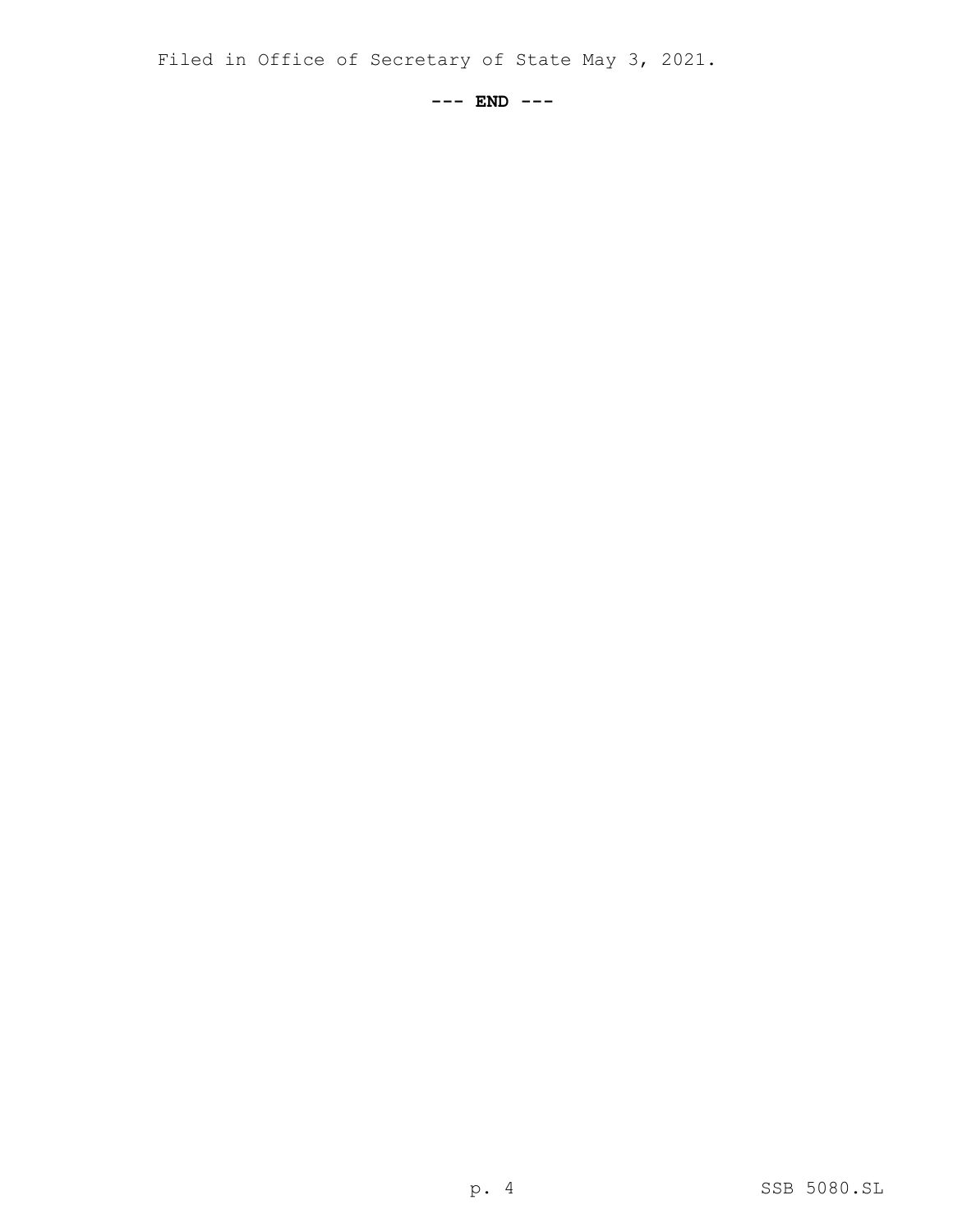Filed in Office of Secretary of State May 3, 2021.

**--- END ---**